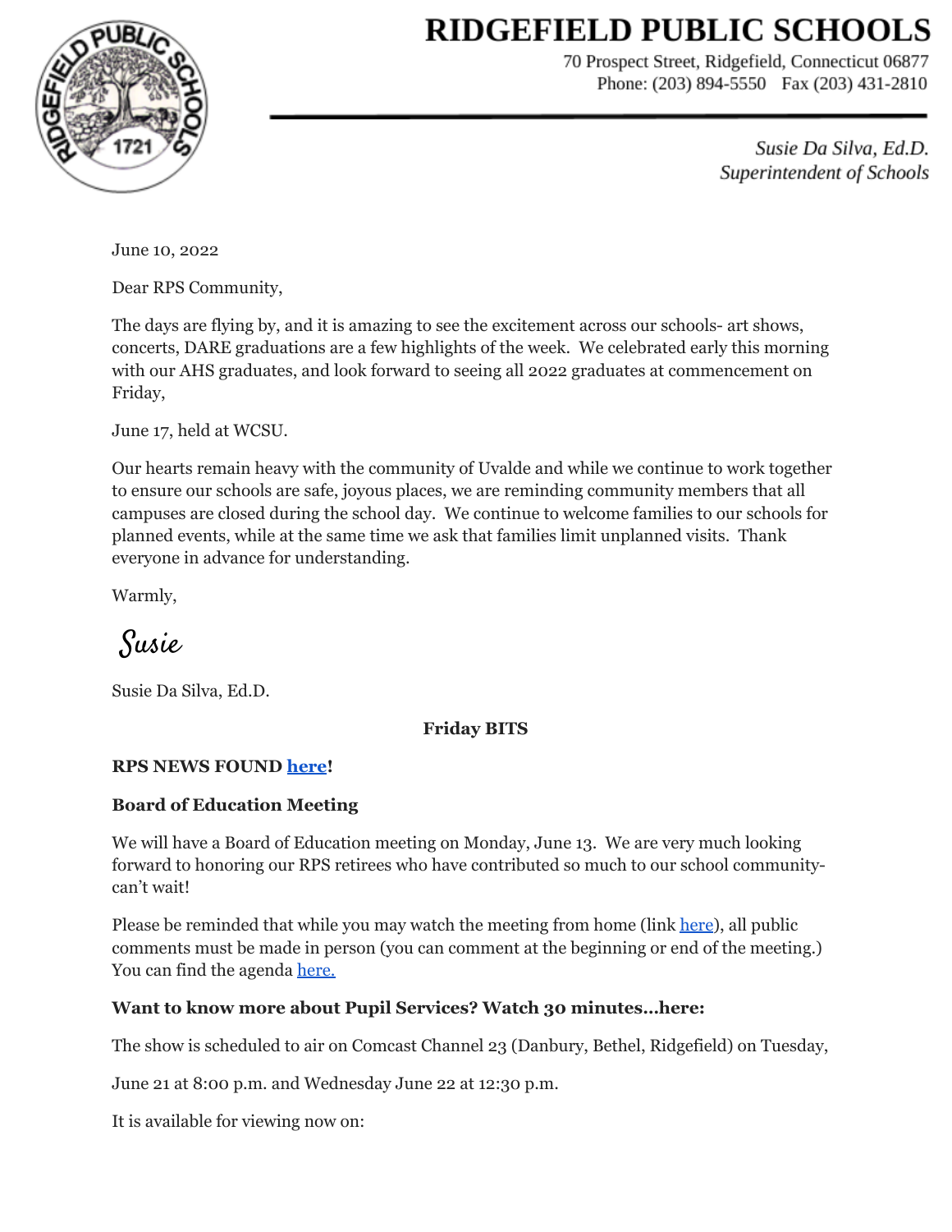# RIDGEFIELD PUBLIC SCHOOLS

70 Prospect Street, Ridgefield, Connecticut 06877
Phone: (203) 894-5550 Fax (203) 431-2810

*Susie Da Silva, Ed.D.*
*Superintendent of Schools*

June 10, 2022

Dear RPS Community,

The days are flying by, and it is amazing to see the excitement across our schools- art shows, concerts, DARE graduations are a few highlights of the week. We celebrated early this morning with our AHS graduates, and look forward to seeing all 2022 graduates at commencement on Friday,

June 17, held at WCSU.

Our hearts remain heavy with the community of Uvalde and while we continue to work together to ensure our schools are safe, joyous places, we are reminding community members that all campuses are closed during the school day. We continue to welcome families to our schools for planned events, while at the same time we ask that families limit unplanned visits. Thank everyone in advance for understanding.

Warmly,

*Susie*

Susie Da Silva, Ed.D.

**Friday BITS**

**RPS NEWS FOUND here!**

**Board of Education Meeting**

We will have a Board of Education meeting on Monday, June 13. We are very much looking forward to honoring our RPS retirees who have contributed so much to our school community- can't wait!

Please be reminded that while you may watch the meeting from home (link here), all public comments must be made in person (you can comment at the beginning or end of the meeting.) You can find the agenda here.

**Want to know more about Pupil Services? Watch 30 minutes…here:**

The show is scheduled to air on Comcast Channel 23 (Danbury, Bethel, Ridgefield) on Tuesday,

June 21 at 8:00 p.m. and Wednesday June 22 at 12:30 p.m.

It is available for viewing now on: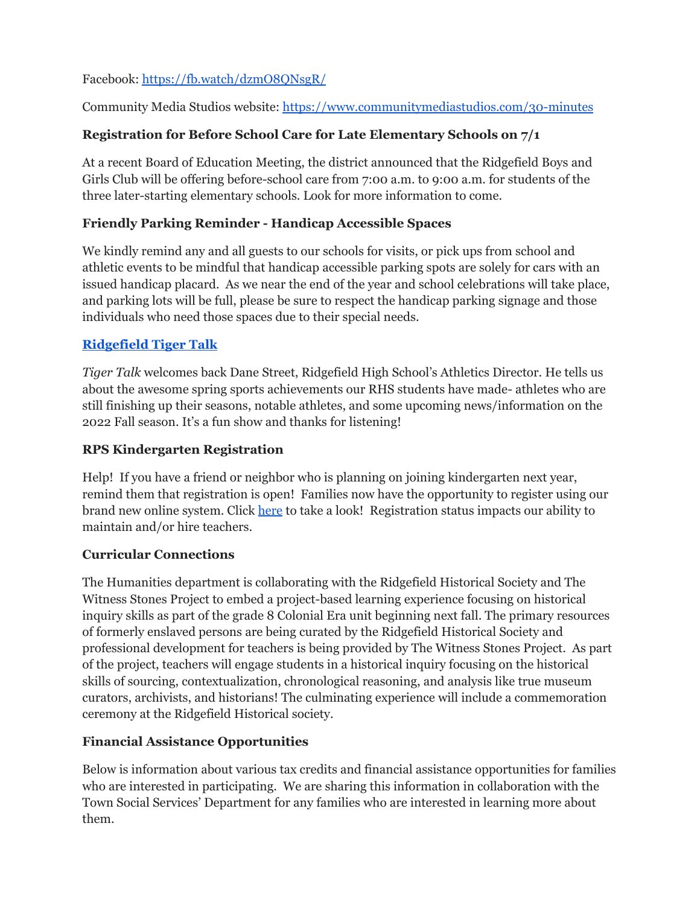Facebook: [https://fb.watch/dzmO8QNsgR/](https://fb.watch/dzmO8QNsgR/)

Community Media Studios website: [https://www.communitymediastudios.com/30-minutes](https://www.communitymediastudios.com/30-minutes)

### Registration for Before School Care for Late Elementary Schools on 7/1

At a recent Board of Education Meeting, the district announced that the Ridgefield Boys and Girls Club will be offering before-school care from 7:00 a.m. to 9:00 a.m. for students of the three later-starting elementary schools. Look for more information to come.

### Friendly Parking Reminder - Handicap Accessible Spaces

We kindly remind any and all guests to our schools for visits, or pick ups from school and athletic events to be mindful that handicap accessible parking spots are solely for cars with an issued handicap placard. As we near the end of the year and school celebrations will take place, and parking lots will be full, please be sure to respect the handicap parking signage and those individuals who need those spaces due to their special needs.

### [Ridgefield Tiger Talk]()

*Tiger Talk* welcomes back Dane Street, Ridgefield High School's Athletics Director. He tells us about the awesome spring sports achievements our RHS students have made- athletes who are still finishing up their seasons, notable athletes, and some upcoming news/information on the 2022 Fall season. It's a fun show and thanks for listening!

### RPS Kindergarten Registration

Help! If you have a friend or neighbor who is planning on joining kindergarten next year, remind them that registration is open! Families now have the opportunity to register using our brand new online system. Click [here]() to take a look! Registration status impacts our ability to maintain and/or hire teachers.

### Curricular Connections

The Humanities department is collaborating with the Ridgefield Historical Society and The Witness Stones Project to embed a project-based learning experience focusing on historical inquiry skills as part of the grade 8 Colonial Era unit beginning next fall. The primary resources of formerly enslaved persons are being curated by the Ridgefield Historical Society and professional development for teachers is being provided by The Witness Stones Project. As part of the project, teachers will engage students in a historical inquiry focusing on the historical skills of sourcing, contextualization, chronological reasoning, and analysis like true museum curators, archivists, and historians! The culminating experience will include a commemoration ceremony at the Ridgefield Historical society.

### Financial Assistance Opportunities

Below is information about various tax credits and financial assistance opportunities for families who are interested in participating. We are sharing this information in collaboration with the Town Social Services' Department for any families who are interested in learning more about them.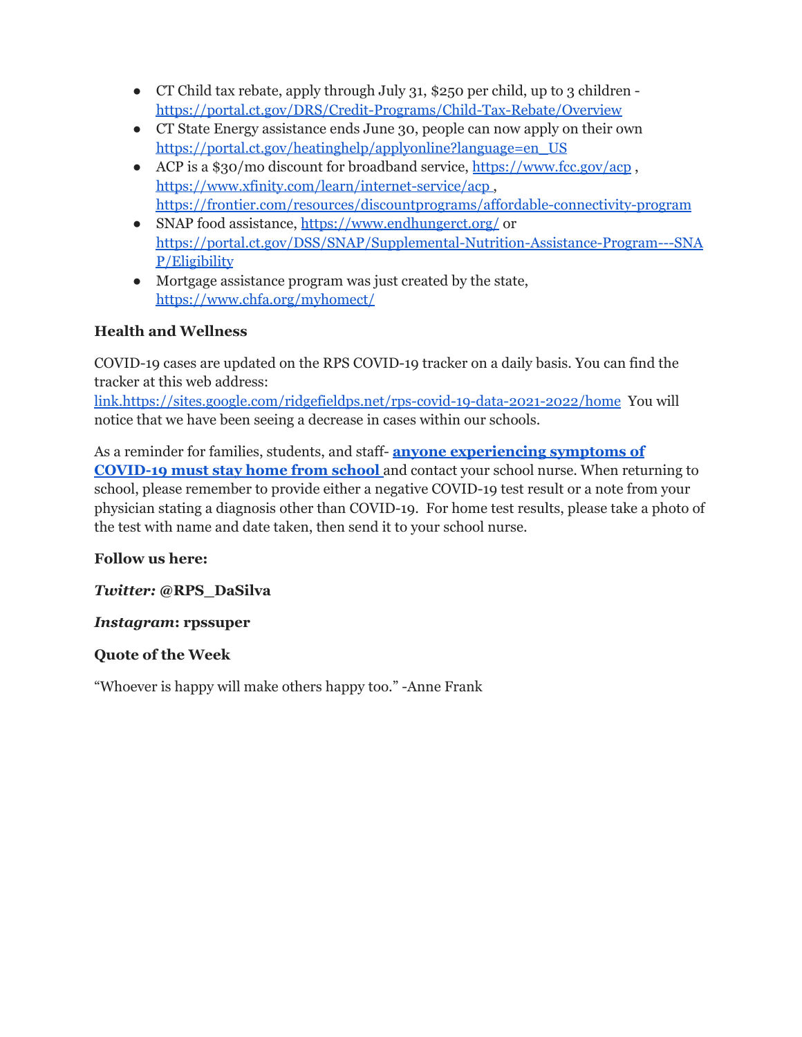- CT Child tax rebate, apply through July 31, $250 per child, up to 3 children - [https://portal.ct.gov/DRS/Credit-Programs/Child-Tax-Rebate/Overview](https://portal.ct.gov/DRS/Credit-Programs/Child-Tax-Rebate/Overview)
- CT State Energy assistance ends June 30, people can now apply on their own [https://portal.ct.gov/heatinghelp/applyonline?language=en_US](https://portal.ct.gov/heatinghelp/applyonline?language=en_US)
- ACP is a $30/mo discount for broadband service, [https://www.fcc.gov/acp](https://www.fcc.gov/acp) , [https://www.xfinity.com/learn/internet-service/acp](https://www.xfinity.com/learn/internet-service/acp) , [https://frontier.com/resources/discountprograms/affordable-connectivity-program](https://frontier.com/resources/discountprograms/affordable-connectivity-program)
- SNAP food assistance, [https://www.endhungerct.org/](https://www.endhungerct.org/) or [https://portal.ct.gov/DSS/SNAP/Supplemental-Nutrition-Assistance-Program---SNAP/Eligibility](https://portal.ct.gov/DSS/SNAP/Supplemental-Nutrition-Assistance-Program---SNAP/Eligibility)
- Mortgage assistance program was just created by the state, [https://www.chfa.org/myhomect/](https://www.chfa.org/myhomect/)

**Health and Wellness**

COVID-19 cases are updated on the RPS COVID-19 tracker on a daily basis. You can find the tracker at this web address: [link.https://sites.google.com/ridgefieldps.net/rps-covid-19-data-2021-2022/home](https://sites.google.com/ridgefieldps.net/rps-covid-19-data-2021-2022/home) You will notice that we have been seeing a decrease in cases within our schools.

As a reminder for families, students, and staff- **anyone experiencing symptoms of COVID-19 must stay home from school** and contact your school nurse. When returning to school, please remember to provide either a negative COVID-19 test result or a note from your physician stating a diagnosis other than COVID-19. For home test results, please take a photo of the test with name and date taken, then send it to your school nurse.

**Follow us here:**

***Twitter:* @RPS_DaSilva**

***Instagram*: rpssuper**

**Quote of the Week**

"Whoever is happy will make others happy too." -Anne Frank